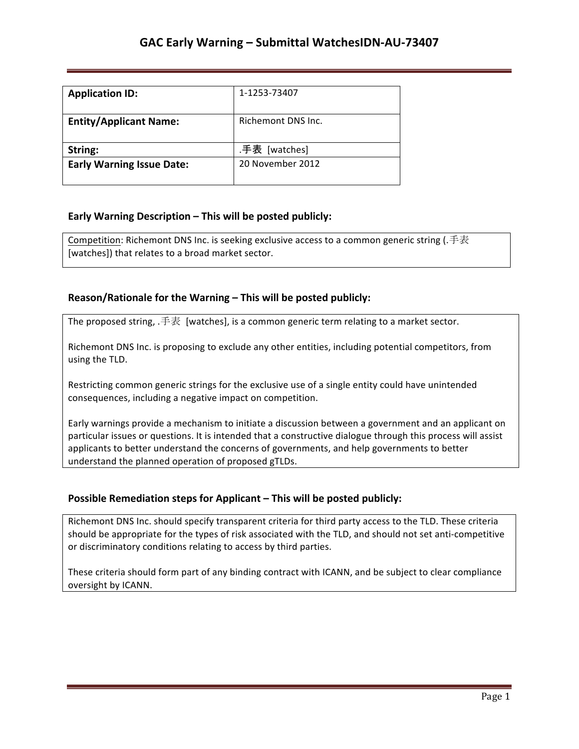# GAC Early Warning – Submittal WatchesIDN-AU-73407

| **Application ID:** | 1-1253-73407 |
|---|---|
| **Entity/Applicant Name:** | Richemont DNS Inc. |
| **String:** | .手表 [watches] |
| **Early Warning Issue Date:** | 20 November 2012 |

### Early Warning Description – This will be posted publicly:

Competition: Richemont DNS Inc. is seeking exclusive access to a common generic string (.手表 [watches]) that relates to a broad market sector.

### Reason/Rationale for the Warning – This will be posted publicly:

The proposed string, .手表 [watches], is a common generic term relating to a market sector.

Richemont DNS Inc. is proposing to exclude any other entities, including potential competitors, from using the TLD.

Restricting common generic strings for the exclusive use of a single entity could have unintended consequences, including a negative impact on competition.

Early warnings provide a mechanism to initiate a discussion between a government and an applicant on particular issues or questions. It is intended that a constructive dialogue through this process will assist applicants to better understand the concerns of governments, and help governments to better understand the planned operation of proposed gTLDs.

### Possible Remediation steps for Applicant – This will be posted publicly:

Richemont DNS Inc. should specify transparent criteria for third party access to the TLD. These criteria should be appropriate for the types of risk associated with the TLD, and should not set anti-competitive or discriminatory conditions relating to access by third parties.

These criteria should form part of any binding contract with ICANN, and be subject to clear compliance oversight by ICANN.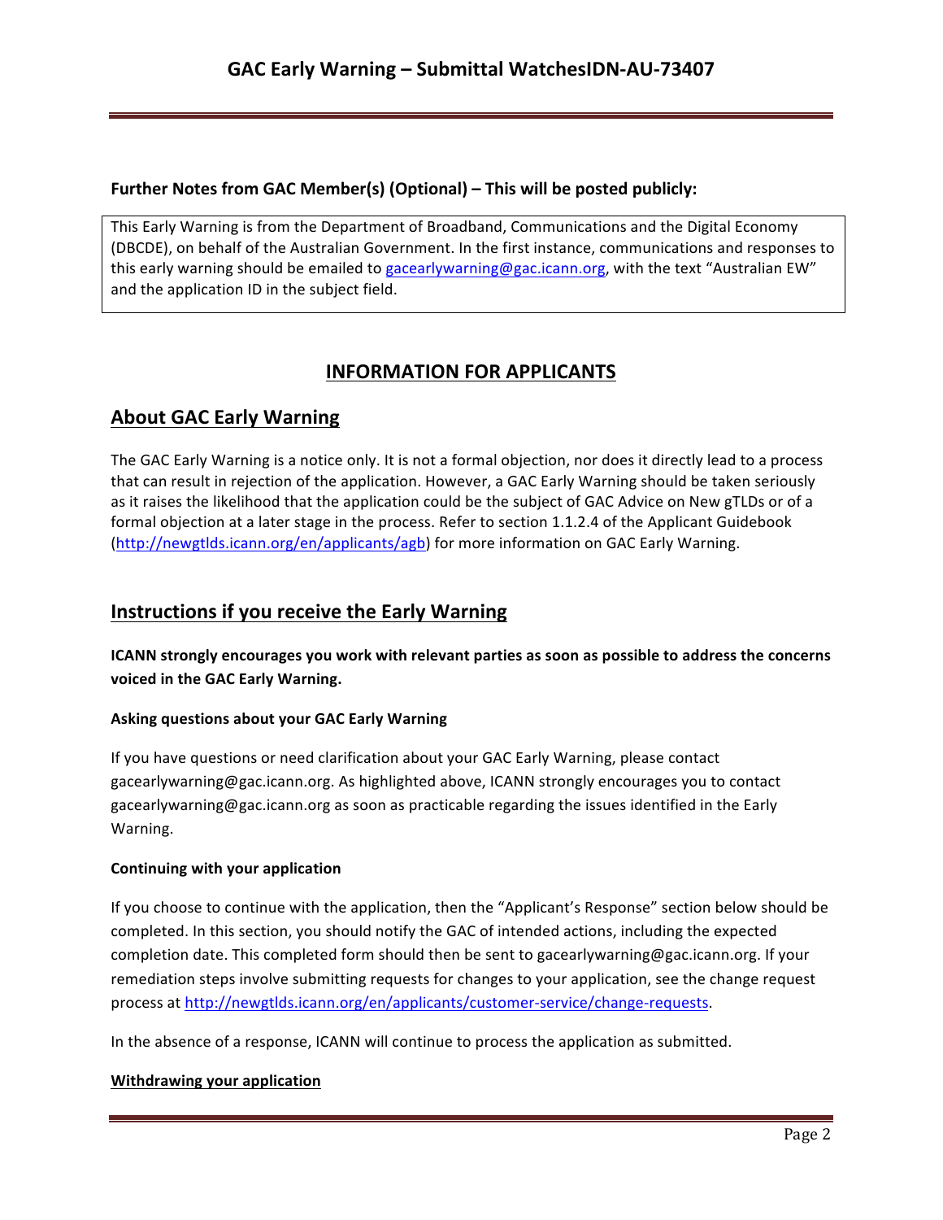**Further Notes from GAC Member(s) (Optional) – This will be posted publicly:**

This Early Warning is from the Department of Broadband, Communications and the Digital Economy (DBCDE), on behalf of the Australian Government. In the first instance, communications and responses to this early warning should be emailed to gacearlywarning@gac.icann.org, with the text "Australian EW" and the application ID in the subject field.

## INFORMATION FOR APPLICANTS

## About GAC Early Warning

The GAC Early Warning is a notice only. It is not a formal objection, nor does it directly lead to a process that can result in rejection of the application. However, a GAC Early Warning should be taken seriously as it raises the likelihood that the application could be the subject of GAC Advice on New gTLDs or of a formal objection at a later stage in the process. Refer to section 1.1.2.4 of the Applicant Guidebook (http://newgtlds.icann.org/en/applicants/agb) for more information on GAC Early Warning.

## Instructions if you receive the Early Warning

**ICANN strongly encourages you work with relevant parties as soon as possible to address the concerns voiced in the GAC Early Warning.**

#### Asking questions about your GAC Early Warning

If you have questions or need clarification about your GAC Early Warning, please contact gacearlywarning@gac.icann.org. As highlighted above, ICANN strongly encourages you to contact gacearlywarning@gac.icann.org as soon as practicable regarding the issues identified in the Early Warning.

#### Continuing with your application

If you choose to continue with the application, then the "Applicant's Response" section below should be completed. In this section, you should notify the GAC of intended actions, including the expected completion date. This completed form should then be sent to gacearlywarning@gac.icann.org. If your remediation steps involve submitting requests for changes to your application, see the change request process at http://newgtlds.icann.org/en/applicants/customer-service/change-requests.

In the absence of a response, ICANN will continue to process the application as submitted.

#### Withdrawing your application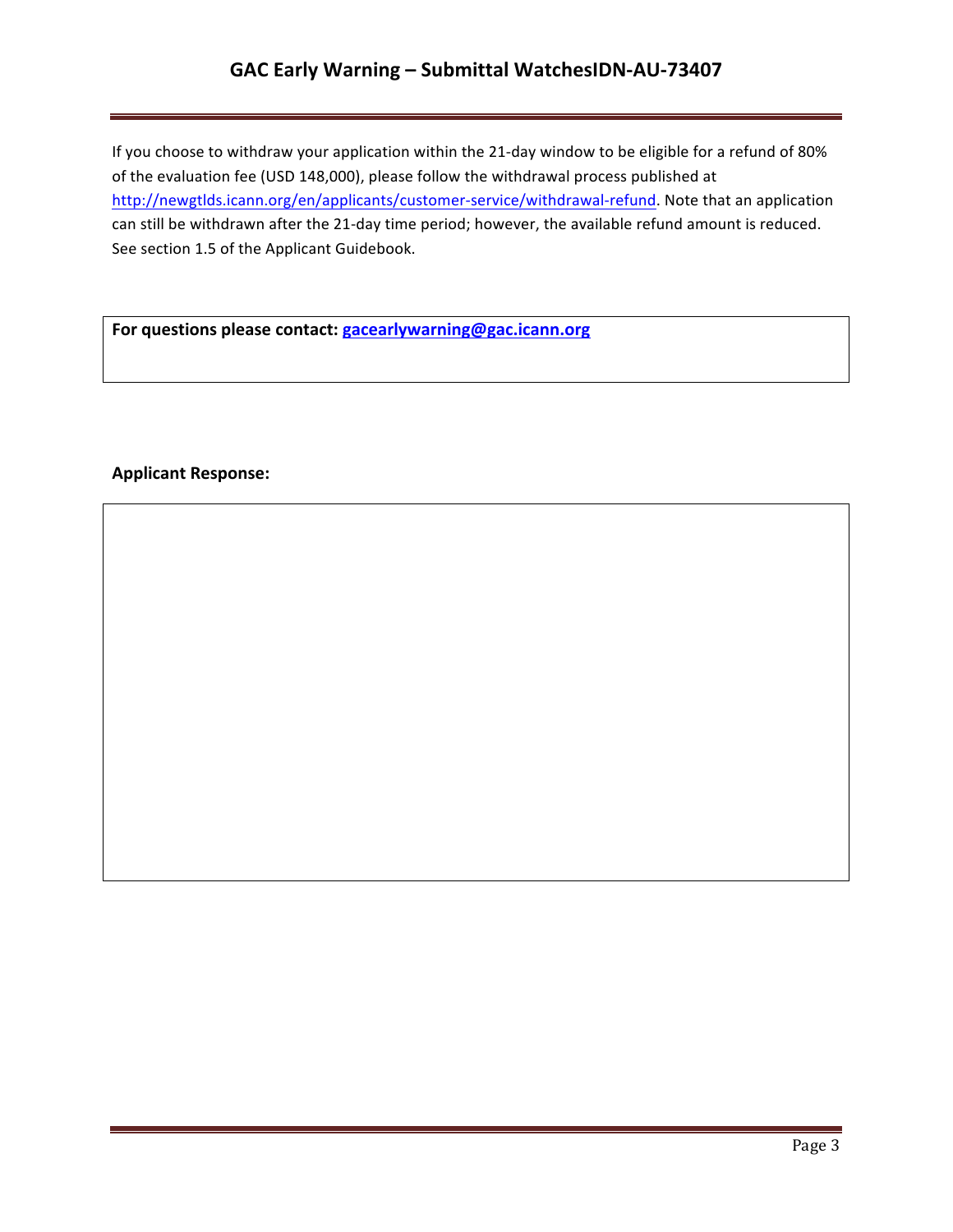If you choose to withdraw your application within the 21-day window to be eligible for a refund of 80% of the evaluation fee (USD 148,000), please follow the withdrawal process published at http://newgtlds.icann.org/en/applicants/customer-service/withdrawal-refund. Note that an application can still be withdrawn after the 21-day time period; however, the available refund amount is reduced. See section 1.5 of the Applicant Guidebook.

**For questions please contact: gacearlywarning@gac.icann.org**

**Applicant Response:**